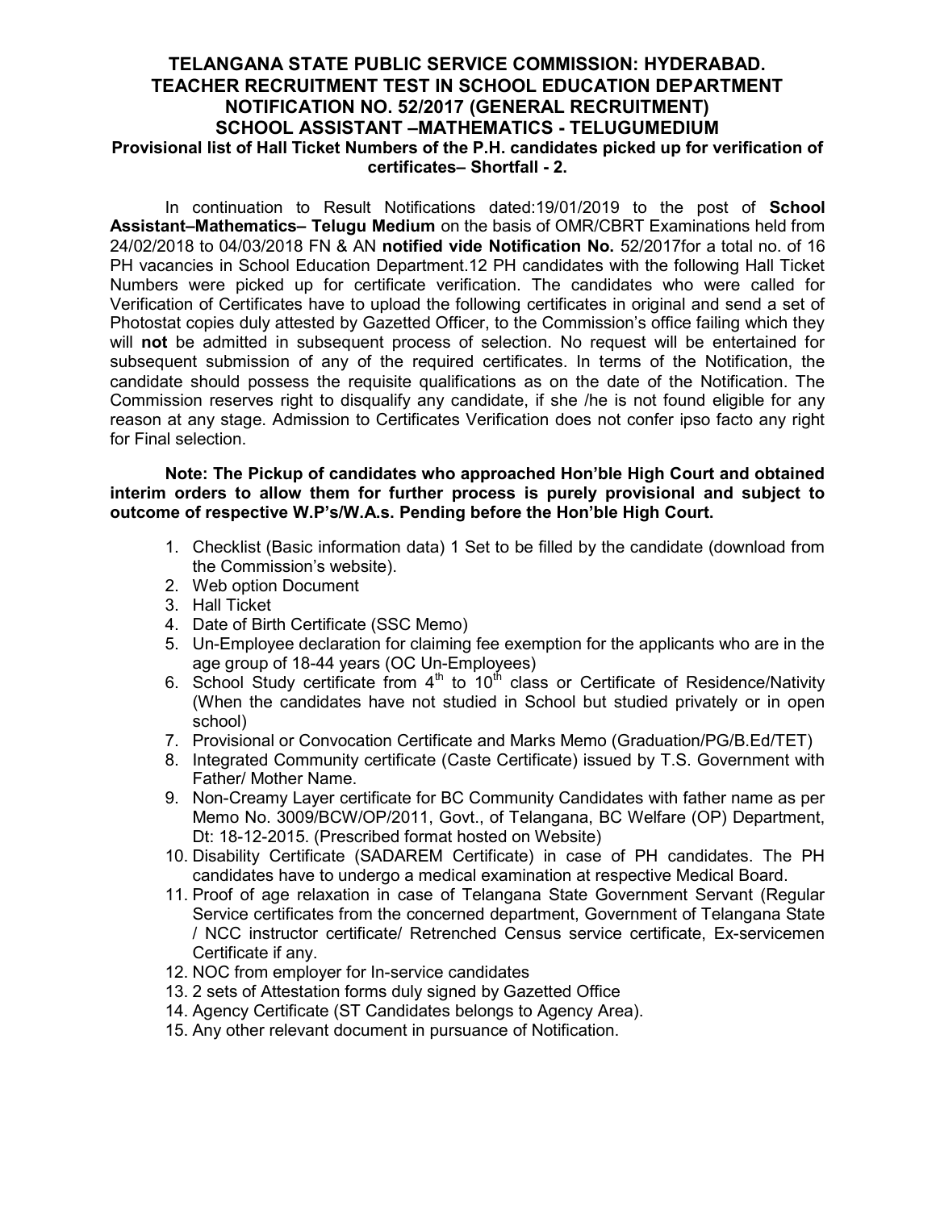# TELANGANA STATE PUBLIC SERVICE COMMISSION: HYDERABAD.
## TEACHER RECRUITMENT TEST IN SCHOOL EDUCATION DEPARTMENT
## NOTIFICATION NO. 52/2017 (GENERAL RECRUITMENT)
## SCHOOL ASSISTANT –MATHEMATICS - TELUGUMEDIUM

**Provisional list of Hall Ticket Numbers of the P.H. candidates picked up for verification of certificates– Shortfall - 2.**

In continuation to Result Notifications dated:19/01/2019 to the post of **School Assistant–Mathematics– Telugu Medium** on the basis of OMR/CBRT Examinations held from 24/02/2018 to 04/03/2018 FN & AN **notified vide Notification No.** 52/2017for a total no. of 16 PH vacancies in School Education Department.12 PH candidates with the following Hall Ticket Numbers were picked up for certificate verification. The candidates who were called for Verification of Certificates have to upload the following certificates in original and send a set of Photostat copies duly attested by Gazetted Officer, to the Commission's office failing which they will **not** be admitted in subsequent process of selection. No request will be entertained for subsequent submission of any of the required certificates. In terms of the Notification, the candidate should possess the requisite qualifications as on the date of the Notification. The Commission reserves right to disqualify any candidate, if she /he is not found eligible for any reason at any stage. Admission to Certificates Verification does not confer ipso facto any right for Final selection.

**Note: The Pickup of candidates who approached Hon'ble High Court and obtained interim orders to allow them for further process is purely provisional and subject to outcome of respective W.P's/W.A.s. Pending before the Hon'ble High Court.**

1. Checklist (Basic information data) 1 Set to be filled by the candidate (download from the Commission's website).
2. Web option Document
3. Hall Ticket
4. Date of Birth Certificate (SSC Memo)
5. Un-Employee declaration for claiming fee exemption for the applicants who are in the age group of 18-44 years (OC Un-Employees)
6. School Study certificate from 4th to 10th class or Certificate of Residence/Nativity (When the candidates have not studied in School but studied privately or in open school)
7. Provisional or Convocation Certificate and Marks Memo (Graduation/PG/B.Ed/TET)
8. Integrated Community certificate (Caste Certificate) issued by T.S. Government with Father/ Mother Name.
9. Non-Creamy Layer certificate for BC Community Candidates with father name as per Memo No. 3009/BCW/OP/2011, Govt., of Telangana, BC Welfare (OP) Department, Dt: 18-12-2015. (Prescribed format hosted on Website)
10. Disability Certificate (SADAREM Certificate) in case of PH candidates. The PH candidates have to undergo a medical examination at respective Medical Board.
11. Proof of age relaxation in case of Telangana State Government Servant (Regular Service certificates from the concerned department, Government of Telangana State / NCC instructor certificate/ Retrenched Census service certificate, Ex-servicemen Certificate if any.
12. NOC from employer for In-service candidates
13. 2 sets of Attestation forms duly signed by Gazetted Office
14. Agency Certificate (ST Candidates belongs to Agency Area).
15. Any other relevant document in pursuance of Notification.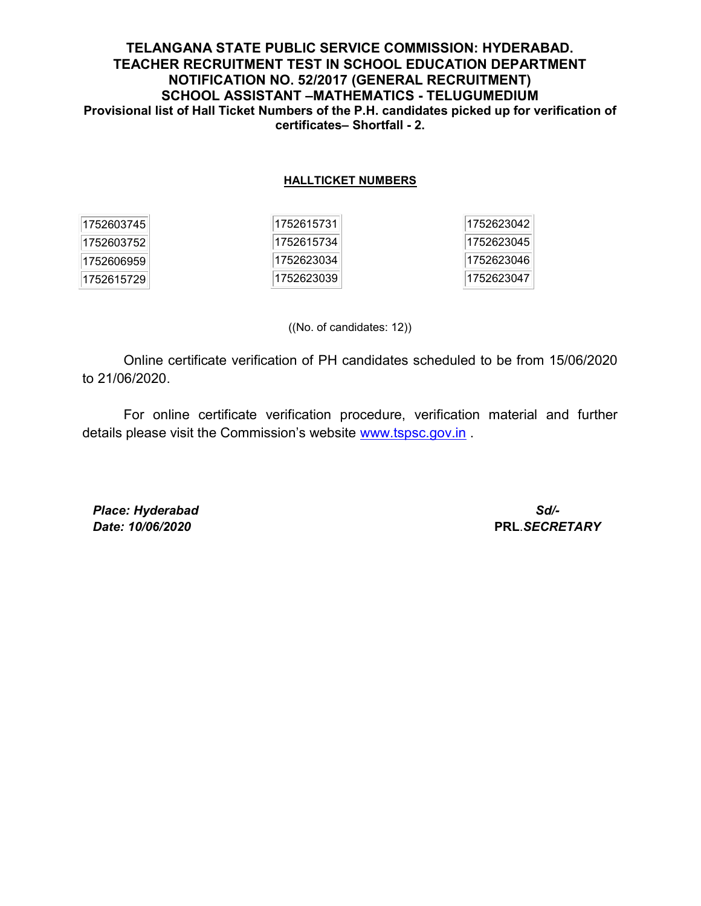**TELANGANA STATE PUBLIC SERVICE COMMISSION: HYDERABAD.**
**TEACHER RECRUITMENT TEST IN SCHOOL EDUCATION DEPARTMENT**
**NOTIFICATION NO. 52/2017 (GENERAL RECRUITMENT)**
**SCHOOL ASSISTANT –MATHEMATICS - TELUGUMEDIUM**
**Provisional list of Hall Ticket Numbers of the P.H. candidates picked up for verification of certificates– Shortfall - 2.**

**HALLTICKET NUMBERS**

| | | |
|---|---|---|
| 1752603745 | 1752615731 | 1752623042 |
| 1752603752 | 1752615734 | 1752623045 |
| 1752606959 | 1752623034 | 1752623046 |
| 1752615729 | 1752623039 | 1752623047 |

((No. of candidates: 12))

Online certificate verification of PH candidates scheduled to be from 15/06/2020 to 21/06/2020.

For online certificate verification procedure, verification material and further details please visit the Commission's website www.tspsc.gov.in .

***Place: Hyderabad***
***Date: 10/06/2020***

***Sd/-***
**PRL**.***SECRETARY***